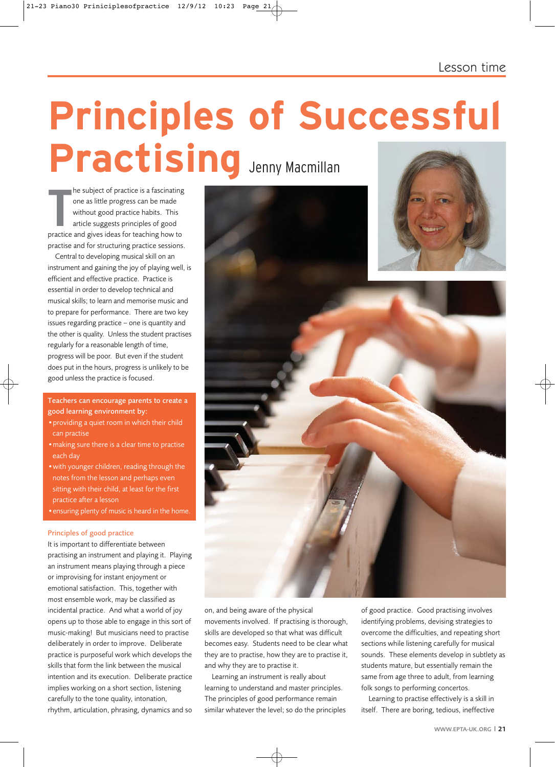# Principles of Successful Practising

Jenny Macmillan

The subject of practice is a fascinating one as little progress can be made without good practice habits. This article suggests principles of good practice and gives ideas for teaching how to practise and for structuring practice sessions.

Central to developing musical skill on an instrument and gaining the joy of playing well, is efficient and effective practice. Practice is essential in order to develop technical and musical skills; to learn and memorise music and to prepare for performance. There are two key issues regarding practice – one is quantity and the other is quality. Unless the student practises regularly for a reasonable length of time, progress will be poor. But even if the student does put in the hours, progress is unlikely to be good unless the practice is focused.

Teachers can encourage parents to create a good learning environment by:

- providing a quiet room in which their child can practise
- making sure there is a clear time to practise each day
- with younger children, reading through the notes from the lesson and perhaps even sitting with their child, at least for the first practice after a lesson
- ensuring plenty of music is heard in the home.

### Principles of good practice

It is important to differentiate between practising an instrument and playing it. Playing an instrument means playing through a piece or improvising for instant enjoyment or emotional satisfaction. This, together with most ensemble work, may be classified as incidental practice. And what a world of joy opens up to those able to engage in this sort of music-making! But musicians need to practise deliberately in order to improve. Deliberate practice is purposeful work which develops the skills that form the link between the musical intention and its execution. Deliberate practice implies working on a short section, listening carefully to the tone quality, intonation, rhythm, articulation, phrasing, dynamics and so on, and being aware of the physical movements involved. If practising is thorough, skills are developed so that what was difficult becomes easy. Students need to be clear what they are to practise, how they are to practise it, and why they are to practise it.

Learning an instrument is really about learning to understand and master principles. The principles of good performance remain similar whatever the level; so do the principles of good practice. Good practising involves identifying problems, devising strategies to overcome the difficulties, and repeating short sections while listening carefully for musical sounds. These elements develop in subtlety as students mature, but essentially remain the same from age three to adult, from learning folk songs to performing concertos.

Learning to practise effectively is a skill in itself. There are boring, tedious, ineffective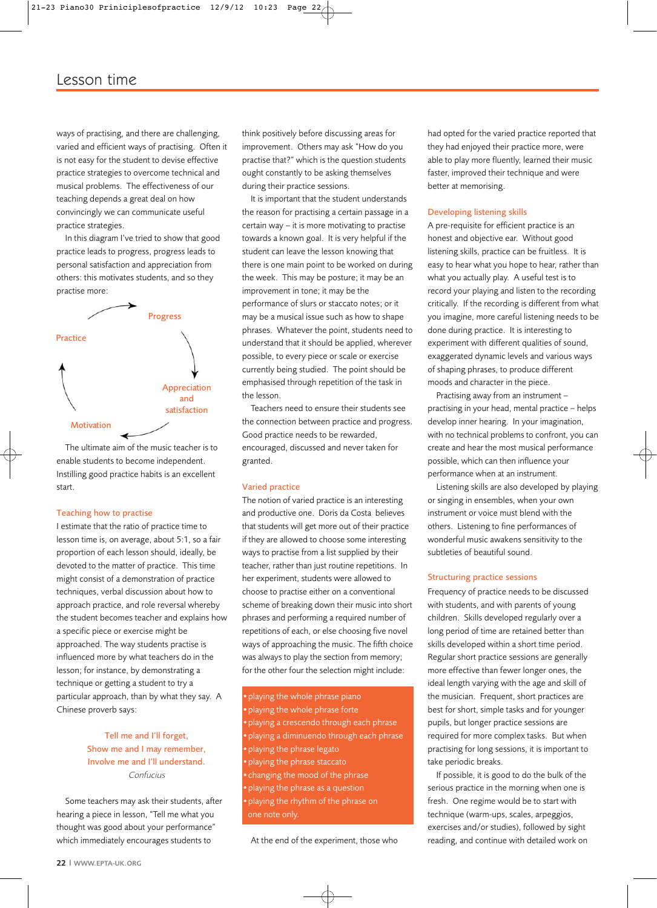## Lesson time

ways of practising, and there are challenging, varied and efficient ways of practising. Often it is not easy for the student to devise effective practice strategies to overcome technical and musical problems. The effectiveness of our teaching depends a great deal on how convincingly we can communicate useful practice strategies.

In this diagram I've tried to show that good practice leads to progress, progress leads to personal satisfaction and appreciation from others: this motivates students, and so they practise more:

Practice → Progress → Appreciation and satisfaction → Motivation → Practice

The ultimate aim of the music teacher is to enable students to become independent. Instilling good practice habits is an excellent start.

### Teaching how to practise

I estimate that the ratio of practice time to lesson time is, on average, about 5:1, so a fair proportion of each lesson should, ideally, be devoted to the matter of practice. This time might consist of a demonstration of practice techniques, verbal discussion about how to approach practice, and role reversal whereby the student becomes teacher and explains how a specific piece or exercise might be approached. The way students practise is influenced more by what teachers do in the lesson; for instance, by demonstrating a technique or getting a student to try a particular approach, than by what they say. A Chinese proverb says:

> Tell me and I'll forget,
> Show me and I may remember,
> Involve me and I'll understand.
> *Confucius*

Some teachers may ask their students, after hearing a piece in lesson, "Tell me what you thought was good about your performance" which immediately encourages students to think positively before discussing areas for improvement. Others may ask "How do you practise that?" which is the question students ought constantly to be asking themselves during their practice sessions.

It is important that the student understands the reason for practising a certain passage in a certain way – it is more motivating to practise towards a known goal. It is very helpful if the student can leave the lesson knowing that there is one main point to be worked on during the week. This may be posture; it may be an improvement in tone; it may be the performance of slurs or staccato notes; or it may be a musical issue such as how to shape phrases. Whatever the point, students need to understand that it should be applied, wherever possible, to every piece or scale or exercise currently being studied. The point should be emphasised through repetition of the task in the lesson.

Teachers need to ensure their students see the connection between practice and progress. Good practice needs to be rewarded, encouraged, discussed and never taken for granted.

### Varied practice

The notion of varied practice is an interesting and productive one. Doris da Costa believes that students will get more out of their practice if they are allowed to choose some interesting ways to practise from a list supplied by their teacher, rather than just routine repetitions. In her experiment, students were allowed to choose to practise either on a conventional scheme of breaking down their music into short phrases and performing a required number of repetitions of each, or else choosing five novel ways of approaching the music. The fifth choice was always to play the section from memory; for the other four the selection might include:

- playing the whole phrase piano
- playing the whole phrase forte
- playing a crescendo through each phrase
- playing a diminuendo through each phrase
- playing the phrase legato
- playing the phrase staccato
- changing the mood of the phrase
- playing the phrase as a question
- playing the rhythm of the phrase on one note only.

At the end of the experiment, those who had opted for the varied practice reported that they had enjoyed their practice more, were able to play more fluently, learned their music faster, improved their technique and were better at memorising.

### Developing listening skills

A pre-requisite for efficient practice is an honest and objective ear. Without good listening skills, practice can be fruitless. It is easy to hear what you hope to hear, rather than what you actually play. A useful test is to record your playing and listen to the recording critically. If the recording is different from what you imagine, more careful listening needs to be done during practice. It is interesting to experiment with different qualities of sound, exaggerated dynamic levels and various ways of shaping phrases, to produce different moods and character in the piece.

Practising away from an instrument – practising in your head, mental practice – helps develop inner hearing. In your imagination, with no technical problems to confront, you can create and hear the most musical performance possible, which can then influence your performance when at an instrument.

Listening skills are also developed by playing or singing in ensembles, when your own instrument or voice must blend with the others. Listening to fine performances of wonderful music awakens sensitivity to the subtleties of beautiful sound.

### Structuring practice sessions

Frequency of practice needs to be discussed with students, and with parents of young children. Skills developed regularly over a long period of time are retained better than skills developed within a short time period. Regular short practice sessions are generally more effective than fewer longer ones, the ideal length varying with the age and skill of the musician. Frequent, short practices are best for short, simple tasks and for younger pupils, but longer practice sessions are required for more complex tasks. But when practising for long sessions, it is important to take periodic breaks.

If possible, it is good to do the bulk of the serious practice in the morning when one is fresh. One regime would be to start with technique (warm-ups, scales, arpeggios, exercises and/or studies), followed by sight reading, and continue with detailed work on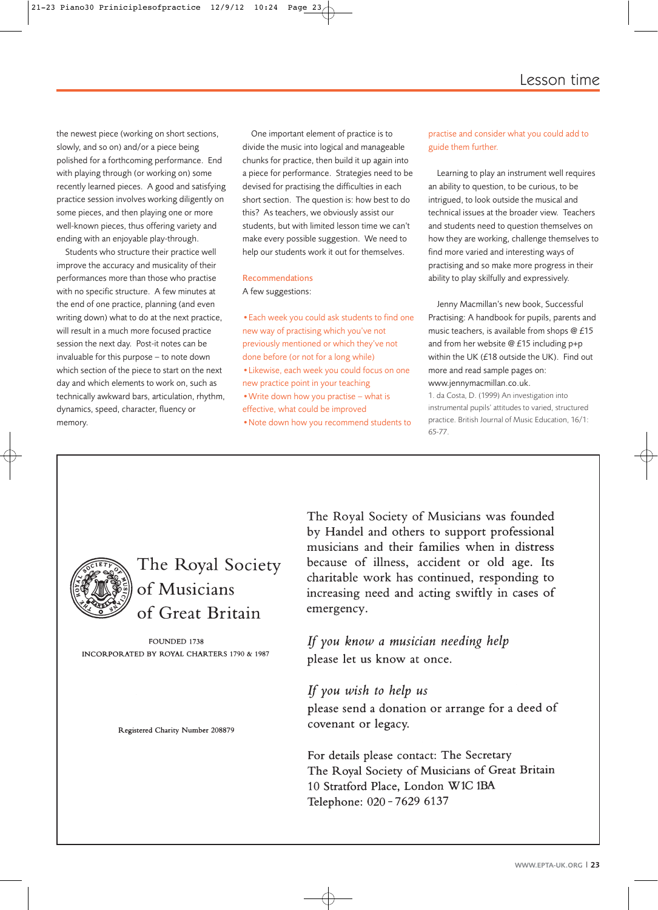the newest piece (working on short sections, slowly, and so on) and/or a piece being polished for a forthcoming performance. End with playing through (or working on) some recently learned pieces. A good and satisfying practice session involves working diligently on some pieces, and then playing one or more well-known pieces, thus offering variety and ending with an enjoyable play-through.

Students who structure their practice well improve the accuracy and musicality of their performances more than those who practise with no specific structure. A few minutes at the end of one practice, planning (and even writing down) what to do at the next practice, will result in a much more focused practice session the next day. Post-it notes can be invaluable for this purpose – to note down which section of the piece to start on the next day and which elements to work on, such as technically awkward bars, articulation, rhythm, dynamics, speed, character, fluency or memory.

One important element of practice is to divide the music into logical and manageable chunks for practice, then build it up again into a piece for performance. Strategies need to be devised for practising the difficulties in each short section. The question is: how best to do this? As teachers, we obviously assist our students, but with limited lesson time we can't make every possible suggestion. We need to help our students work it out for themselves.

### Recommendations

A few suggestions:

- Each week you could ask students to find one new way of practising which you've not previously mentioned or which they've not done before (or not for a long while)
- Likewise, each week you could focus on one new practice point in your teaching
- Write down how you practise – what is effective, what could be improved
- Note down how you recommend students to practise and consider what you could add to guide them further.

Learning to play an instrument well requires an ability to question, to be curious, to be intrigued, to look outside the musical and technical issues at the broader view. Teachers and students need to question themselves on how they are working, challenge themselves to find more varied and interesting ways of practising and so make more progress in their ability to play skilfully and expressively.

Jenny Macmillan's new book, Successful Practising: A handbook for pupils, parents and music teachers, is available from shops @ £15 and from her website @ £15 including p+p within the UK (£18 outside the UK). Find out more and read sample pages on: www.jennymacmillan.co.uk.

1. da Costa, D. (1999) An investigation into instrumental pupils' attitudes to varied, structured practice. British Journal of Music Education, 16/1: 65-77.

---

## The Royal Society of Musicians of Great Britain

FOUNDED 1738

INCORPORATED BY ROYAL CHARTERS 1790 & 1987

Registered Charity Number 208879

The Royal Society of Musicians was founded by Handel and others to support professional musicians and their families when in distress because of illness, accident or old age. Its charitable work has continued, responding to increasing need and acting swiftly in cases of emergency.

*If you know a musician needing help*
please let us know at once.

*If you wish to help us*
please send a donation or arrange for a deed of covenant or legacy.

For details please contact: The Secretary
The Royal Society of Musicians of Great Britain
10 Stratford Place, London W1C 1BA
Telephone: 020 - 7629 6137